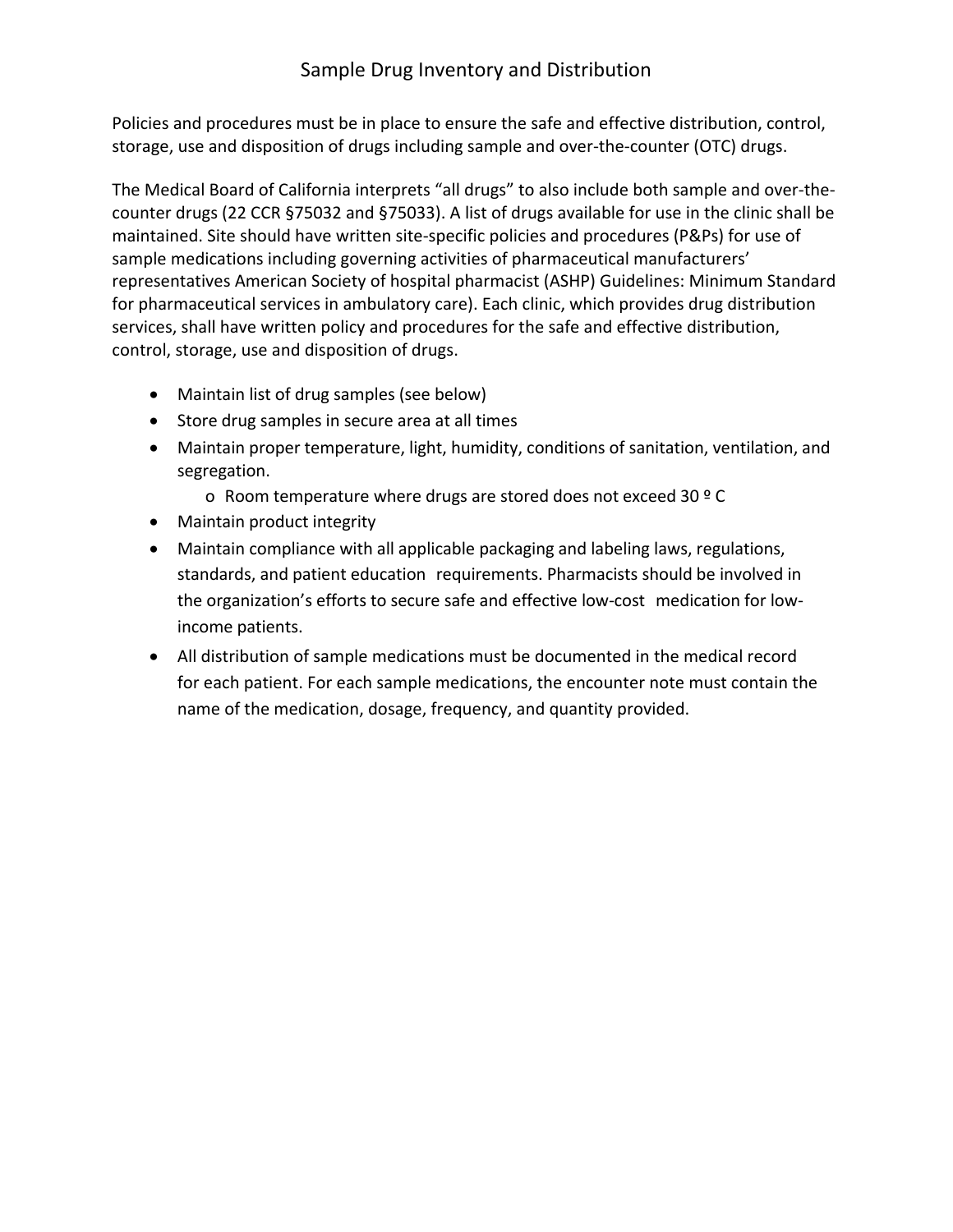# Sample Drug Inventory and Distribution

Policies and procedures must be in place to ensure the safe and effective distribution, control, storage, use and disposition of drugs including sample and over-the-counter (OTC) drugs.

The Medical Board of California interprets "all drugs" to also include both sample and over-the-counter drugs (22 CCR §75032 and §75033). A list of drugs available for use in the clinic shall be maintained. Site should have written site-specific policies and procedures (P&Ps) for use of sample medications including governing activities of pharmaceutical manufacturers' representatives American Society of hospital pharmacist (ASHP) Guidelines: Minimum Standard for pharmaceutical services in ambulatory care). Each clinic, which provides drug distribution services, shall have written policy and procedures for the safe and effective distribution, control, storage, use and disposition of drugs.

- Maintain list of drug samples (see below)
- Store drug samples in secure area at all times
- Maintain proper temperature, light, humidity, conditions of sanitation, ventilation, and segregation.
  - Room temperature where drugs are stored does not exceed 30 º C
- Maintain product integrity
- Maintain compliance with all applicable packaging and labeling laws, regulations, standards, and patient education requirements. Pharmacists should be involved in the organization's efforts to secure safe and effective low-cost medication for low-income patients.
- All distribution of sample medications must be documented in the medical record for each patient. For each sample medications, the encounter note must contain the name of the medication, dosage, frequency, and quantity provided.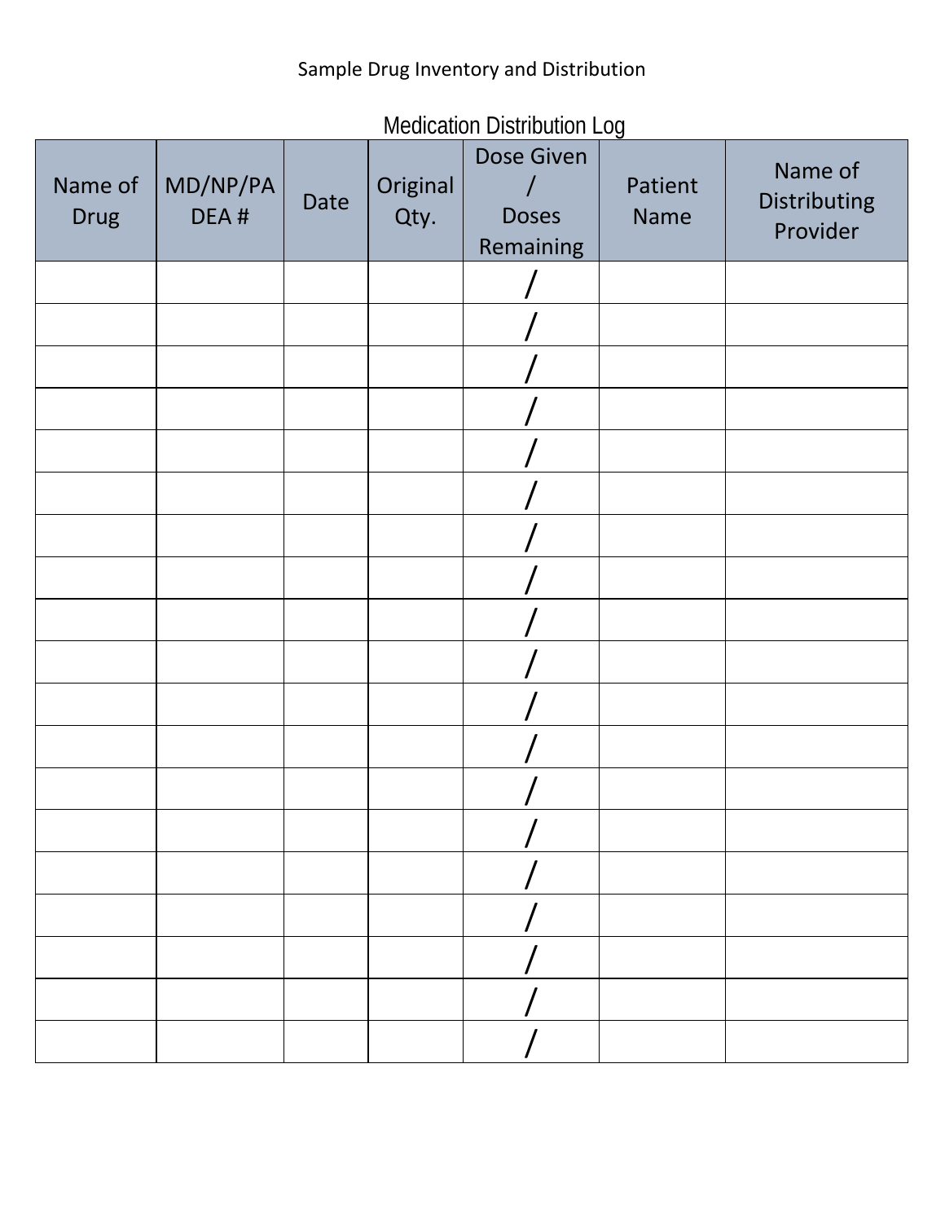Sample Drug Inventory and Distribution

## Medication Distribution Log

| Name of Drug | MD/NP/PA DEA # | Date | Original Qty. | Dose Given / Doses Remaining | Patient Name | Name of Distributing Provider |
|---|---|---|---|---|---|---|
| | | | | / | | |
| | | | | / | | |
| | | | | / | | |
| | | | | / | | |
| | | | | / | | |
| | | | | / | | |
| | | | | / | | |
| | | | | / | | |
| | | | | / | | |
| | | | | / | | |
| | | | | / | | |
| | | | | / | | |
| | | | | / | | |
| | | | | / | | |
| | | | | / | | |
| | | | | / | | |
| | | | | / | | |
| | | | | / | | |
| | | | | / | | |